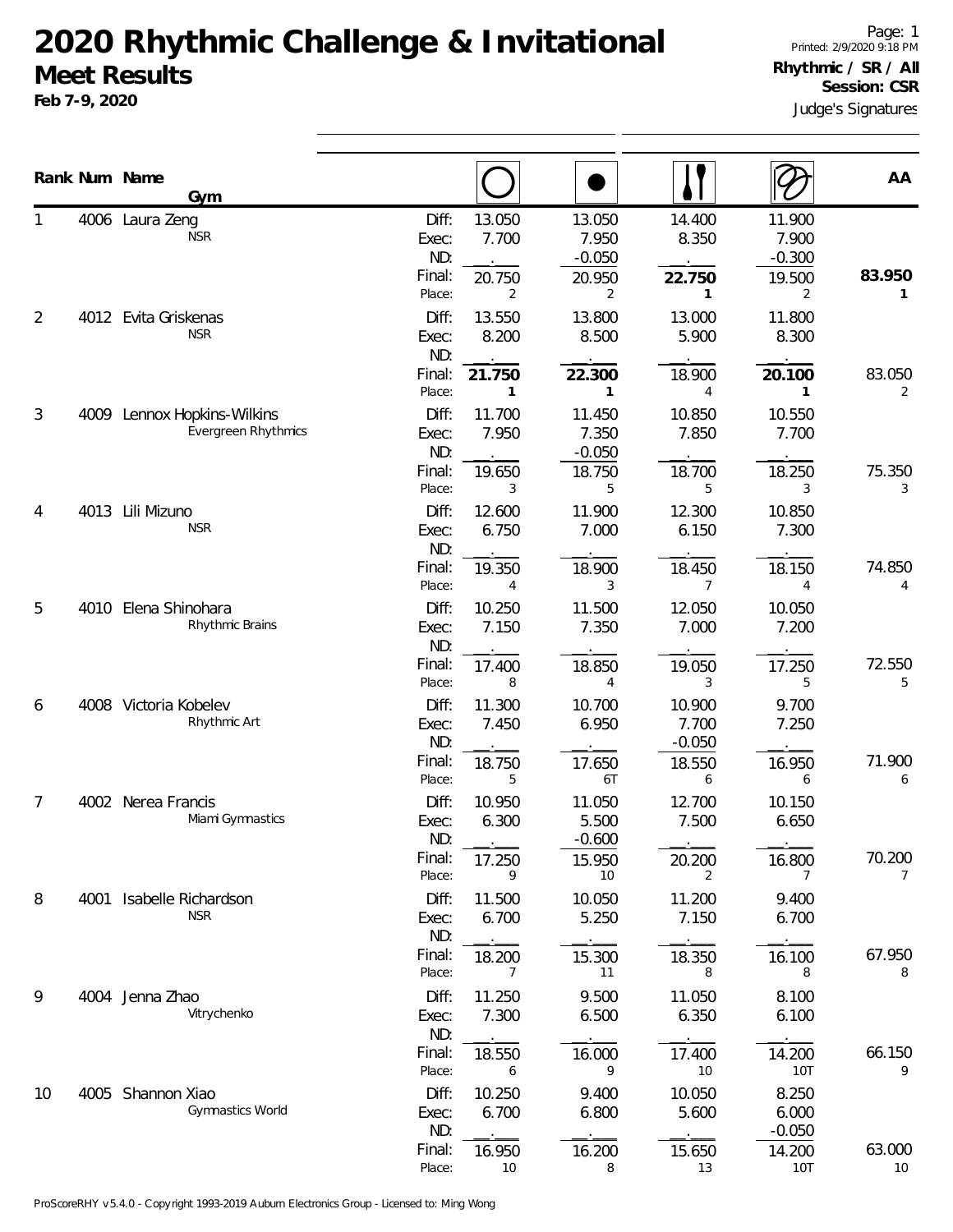# 2020 Rhythmic Challenge & Invitational

## Meet Results

**Feb 7-9, 2020**

Page: 1
Printed: 2/9/2020 9:18 PM
**Rhythmic / SR / All**
**Session: CSR**
Judge's Signatures

| Rank | Num | Name / Gym | | Hoop | Ball | Clubs | Ribbon | AA |
|---|---|---|---|---|---|---|---|---|
| 1 | 4006 | Laura Zeng<br>NSR | Diff: | 13.050 | 13.050 | 14.400 | 11.900 | |
| | | | Exec: | 7.700 | 7.950 | 8.350 | 7.900 | |
| | | | ND: | . | -0.050 | . | -0.300 | |
| | | | Final: | 20.750 | 20.950 | **22.750** | 19.500 | **83.950** |
| | | | Place: | 2 | 2 | **1** | 2 | **1** |
| 2 | 4012 | Evita Griskenas<br>NSR | Diff: | 13.550 | 13.800 | 13.000 | 11.800 | |
| | | | Exec: | 8.200 | 8.500 | 5.900 | 8.300 | |
| | | | ND: | . | . | . | . | |
| | | | Final: | **21.750** | **22.300** | 18.900 | **20.100** | 83.050 |
| | | | Place: | **1** | **1** | 4 | **1** | 2 |
| 3 | 4009 | Lennox Hopkins-Wilkins<br>Evergreen Rhythmics | Diff: | 11.700 | 11.450 | 10.850 | 10.550 | |
| | | | Exec: | 7.950 | 7.350 | 7.850 | 7.700 | |
| | | | ND: | . | -0.050 | . | . | |
| | | | Final: | 19.650 | 18.750 | 18.700 | 18.250 | 75.350 |
| | | | Place: | 3 | 5 | 5 | 3 | 3 |
| 4 | 4013 | Lili Mizuno<br>NSR | Diff: | 12.600 | 11.900 | 12.300 | 10.850 | |
| | | | Exec: | 6.750 | 7.000 | 6.150 | 7.300 | |
| | | | ND: | . | . | . | . | |
| | | | Final: | 19.350 | 18.900 | 18.450 | 18.150 | 74.850 |
| | | | Place: | 4 | 3 | 7 | 4 | 4 |
| 5 | 4010 | Elena Shinohara<br>Rhythmic Brains | Diff: | 10.250 | 11.500 | 12.050 | 10.050 | |
| | | | Exec: | 7.150 | 7.350 | 7.000 | 7.200 | |
| | | | ND: | . | . | . | . | |
| | | | Final: | 17.400 | 18.850 | 19.050 | 17.250 | 72.550 |
| | | | Place: | 8 | 4 | 3 | 5 | 5 |
| 6 | 4008 | Victoria Kobelev<br>Rhythmic Art | Diff: | 11.300 | 10.700 | 10.900 | 9.700 | |
| | | | Exec: | 7.450 | 6.950 | 7.700 | 7.250 | |
| | | | ND: | . | . | -0.050 | . | |
| | | | Final: | 18.750 | 17.650 | 18.550 | 16.950 | 71.900 |
| | | | Place: | 5 | 6T | 6 | 6 | 6 |
| 7 | 4002 | Nerea Francis<br>Miami Gymnastics | Diff: | 10.950 | 11.050 | 12.700 | 10.150 | |
| | | | Exec: | 6.300 | 5.500 | 7.500 | 6.650 | |
| | | | ND: | . | -0.600 | . | . | |
| | | | Final: | 17.250 | 15.950 | 20.200 | 16.800 | 70.200 |
| | | | Place: | 9 | 10 | 2 | 7 | 7 |
| 8 | 4001 | Isabelle Richardson<br>NSR | Diff: | 11.500 | 10.050 | 11.200 | 9.400 | |
| | | | Exec: | 6.700 | 5.250 | 7.150 | 6.700 | |
| | | | ND: | . | . | . | . | |
| | | | Final: | 18.200 | 15.300 | 18.350 | 16.100 | 67.950 |
| | | | Place: | 7 | 11 | 8 | 8 | 8 |
| 9 | 4004 | Jenna Zhao<br>Vitrychenko | Diff: | 11.250 | 9.500 | 11.050 | 8.100 | |
| | | | Exec: | 7.300 | 6.500 | 6.350 | 6.100 | |
| | | | ND: | . | . | . | . | |
| | | | Final: | 18.550 | 16.000 | 17.400 | 14.200 | 66.150 |
| | | | Place: | 6 | 9 | 10 | 10T | 9 |
| 10 | 4005 | Shannon Xiao<br>Gymnastics World | Diff: | 10.250 | 9.400 | 10.050 | 8.250 | |
| | | | Exec: | 6.700 | 6.800 | 5.600 | 6.000 | |
| | | | ND: | . | . | . | -0.050 | |
| | | | Final: | 16.950 | 16.200 | 15.650 | 14.200 | 63.000 |
| | | | Place: | 10 | 8 | 13 | 10T | 10 |

ProScoreRHY v5.4.0 - Copyright 1993-2019 Auburn Electronics Group - Licensed to: Ming Wong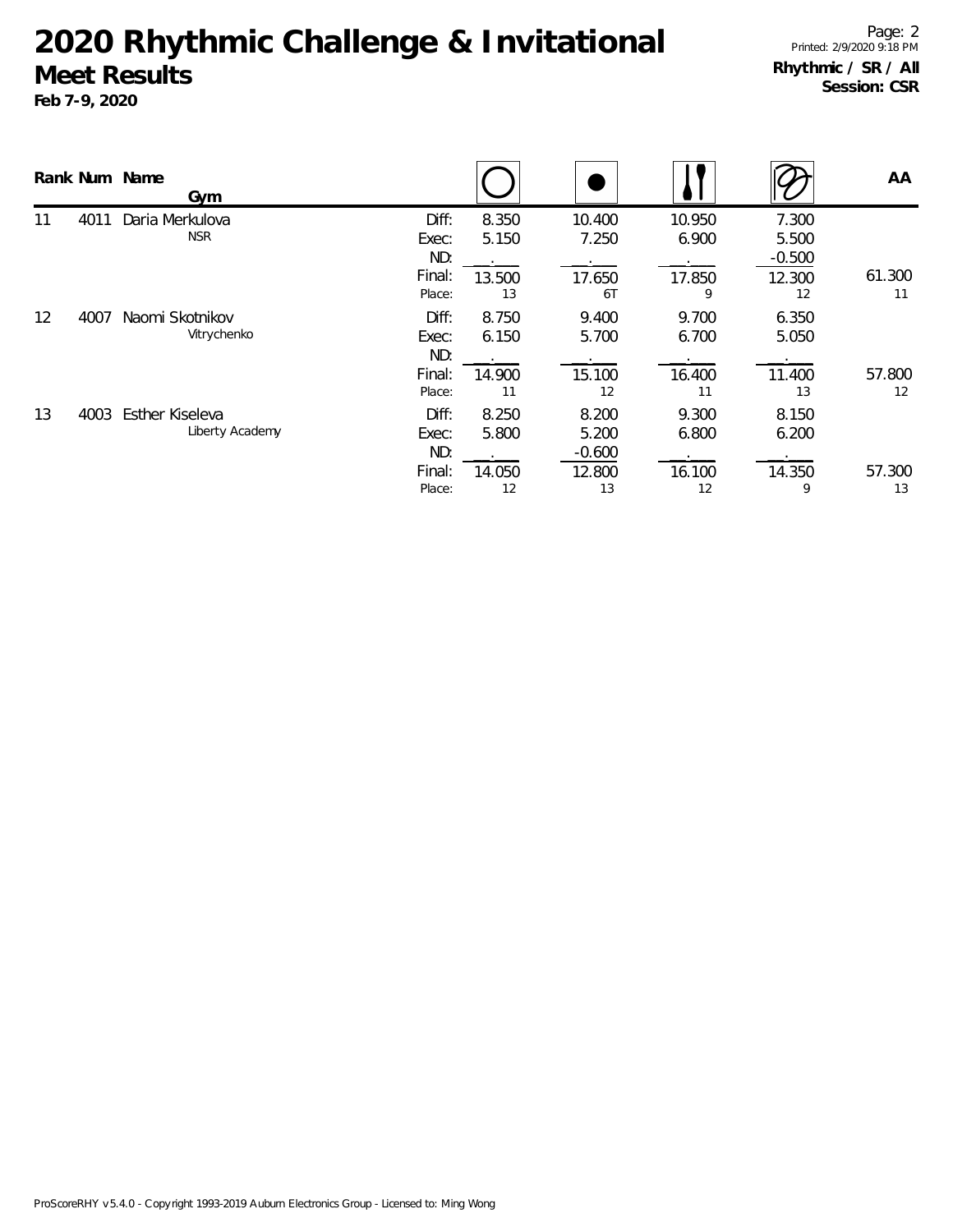# 2020 Rhythmic Challenge & Invitational

## Meet Results

**Feb 7-9, 2020**

**Rhythmic / SR / All**
**Session: CSR**

| Rank | Num | Name / Gym | | Hoop | Ball | Clubs | Ribbon | AA |
|---|---|---|---|---|---|---|---|---|
| 11 | 4011 | Daria Merkulova | Diff: | 8.350 | 10.400 | 10.950 | 7.300 | |
| | | NSR | Exec: | 5.150 | 7.250 | 6.900 | 5.500 | |
| | | | ND: | . | . | . | -0.500 | |
| | | | Final: | 13.500 | 17.650 | 17.850 | 12.300 | 61.300 |
| | | | Place: | 13 | 6T | 9 | 12 | 11 |
| 12 | 4007 | Naomi Skotnikov | Diff: | 8.750 | 9.400 | 9.700 | 6.350 | |
| | | Vitrychenko | Exec: | 6.150 | 5.700 | 6.700 | 5.050 | |
| | | | ND: | . | . | . | . | |
| | | | Final: | 14.900 | 15.100 | 16.400 | 11.400 | 57.800 |
| | | | Place: | 11 | 12 | 11 | 13 | 12 |
| 13 | 4003 | Esther Kiseleva | Diff: | 8.250 | 8.200 | 9.300 | 8.150 | |
| | | Liberty Academy | Exec: | 5.800 | 5.200 | 6.800 | 6.200 | |
| | | | ND: | . | -0.600 | . | . | |
| | | | Final: | 14.050 | 12.800 | 16.100 | 14.350 | 57.300 |
| | | | Place: | 12 | 13 | 12 | 9 | 13 |

ProScoreRHY v5.4.0 - Copyright 1993-2019 Auburn Electronics Group - Licensed to: Ming Wong